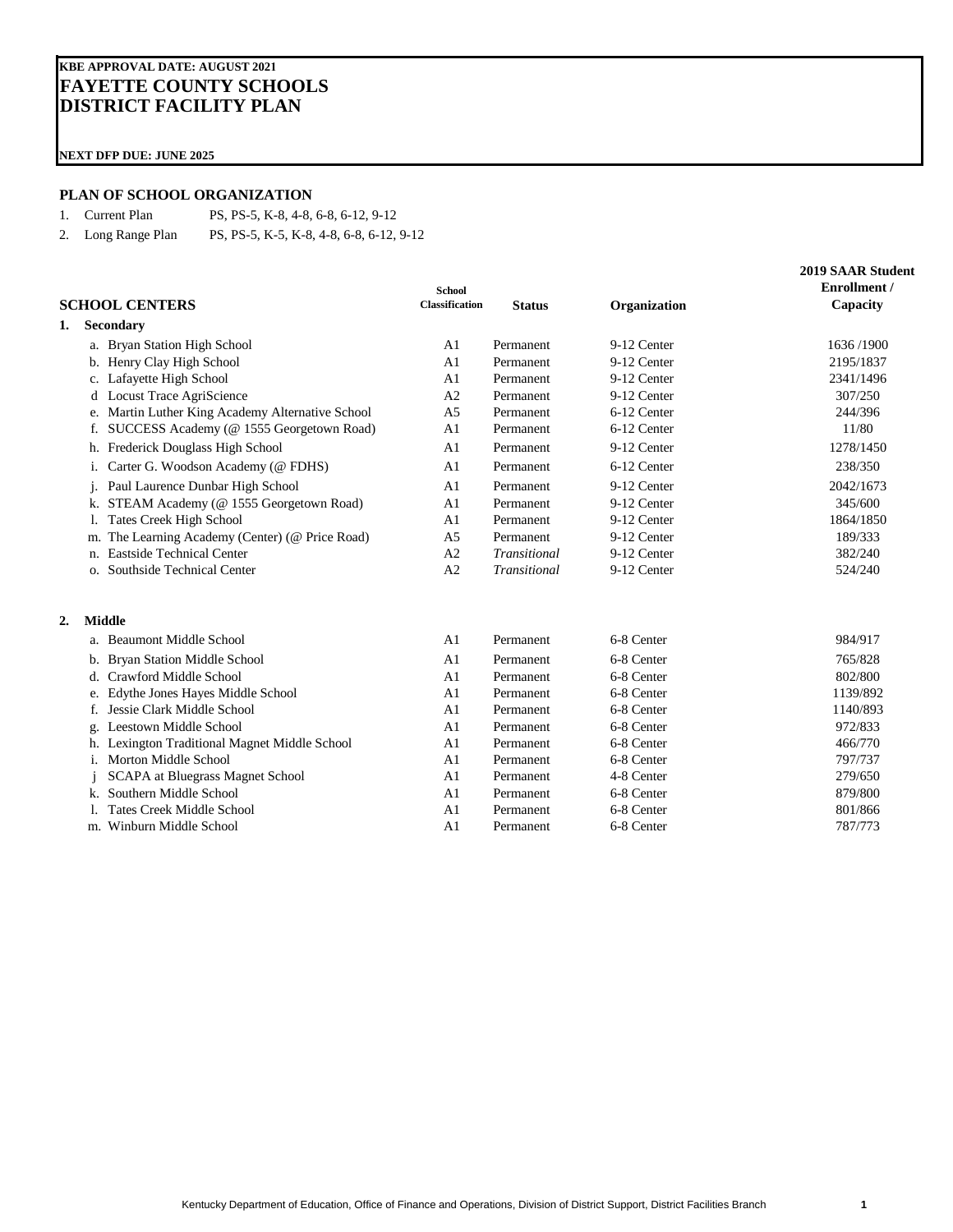**KBE APPROVAL DATE: AUGUST 2021**

# FAYETTE COUNTY SCHOOLS
# DISTRICT FACILITY PLAN

**NEXT DFP DUE: JUNE 2025**

## PLAN OF SCHOOL ORGANIZATION

1. Current Plan — PS, PS-5, K-8, 4-8, 6-8, 6-12, 9-12
2. Long Range Plan — PS, PS-5, K-5, K-8, 4-8, 6-8, 6-12, 9-12

| SCHOOL CENTERS | School Classification | Status | Organization | 2019 SAAR Student Enrollment / Capacity |
|---|---|---|---|---|
| **1. Secondary** | | | | |
| a. Bryan Station High School | A1 | Permanent | 9-12 Center | 1636 /1900 |
| b. Henry Clay High School | A1 | Permanent | 9-12 Center | 2195/1837 |
| c. Lafayette High School | A1 | Permanent | 9-12 Center | 2341/1496 |
| d Locust Trace AgriScience | A2 | Permanent | 9-12 Center | 307/250 |
| e. Martin Luther King Academy Alternative School | A5 | Permanent | 6-12 Center | 244/396 |
| f. SUCCESS Academy (@ 1555 Georgetown Road) | A1 | Permanent | 6-12 Center | 11/80 |
| h. Frederick Douglass High School | A1 | Permanent | 9-12 Center | 1278/1450 |
| i. Carter G. Woodson Academy (@ FDHS) | A1 | Permanent | 6-12 Center | 238/350 |
| j. Paul Laurence Dunbar High School | A1 | Permanent | 9-12 Center | 2042/1673 |
| k. STEAM Academy (@ 1555 Georgetown Road) | A1 | Permanent | 9-12 Center | 345/600 |
| l. Tates Creek High School | A1 | Permanent | 9-12 Center | 1864/1850 |
| m. The Learning Academy (Center) (@ Price Road) | A5 | Permanent | 9-12 Center | 189/333 |
| n. Eastside Technical Center | A2 | *Transitional* | 9-12 Center | 382/240 |
| o. Southside Technical Center | A2 | *Transitional* | 9-12 Center | 524/240 |
| **2. Middle** | | | | |
| a. Beaumont Middle School | A1 | Permanent | 6-8 Center | 984/917 |
| b. Bryan Station Middle School | A1 | Permanent | 6-8 Center | 765/828 |
| d. Crawford Middle School | A1 | Permanent | 6-8 Center | 802/800 |
| e. Edythe Jones Hayes Middle School | A1 | Permanent | 6-8 Center | 1139/892 |
| f. Jessie Clark Middle School | A1 | Permanent | 6-8 Center | 1140/893 |
| g. Leestown Middle School | A1 | Permanent | 6-8 Center | 972/833 |
| h. Lexington Traditional Magnet Middle School | A1 | Permanent | 6-8 Center | 466/770 |
| i. Morton Middle School | A1 | Permanent | 6-8 Center | 797/737 |
| j SCAPA at Bluegrass Magnet School | A1 | Permanent | 4-8 Center | 279/650 |
| k. Southern Middle School | A1 | Permanent | 6-8 Center | 879/800 |
| l. Tates Creek Middle School | A1 | Permanent | 6-8 Center | 801/866 |
| m. Winburn Middle School | A1 | Permanent | 6-8 Center | 787/773 |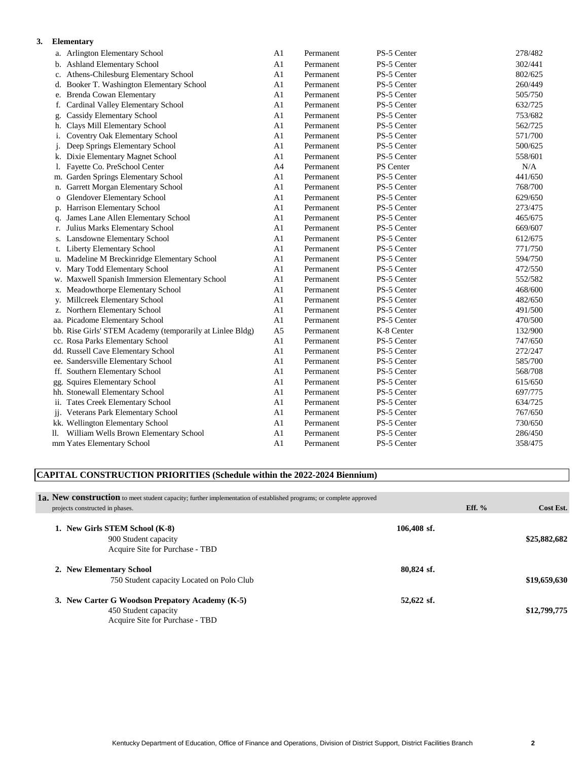**3. Elementary**

| | | | | |
|---|---|---|---|---|
| a. Arlington Elementary School | A1 | Permanent | PS-5 Center | 278/482 |
| b. Ashland Elementary School | A1 | Permanent | PS-5 Center | 302/441 |
| c. Athens-Chilesburg Elementary School | A1 | Permanent | PS-5 Center | 802/625 |
| d. Booker T. Washington Elementary School | A1 | Permanent | PS-5 Center | 260/449 |
| e. Brenda Cowan Elementary | A1 | Permanent | PS-5 Center | 505/750 |
| f. Cardinal Valley Elementary School | A1 | Permanent | PS-5 Center | 632/725 |
| g. Cassidy Elementary School | A1 | Permanent | PS-5 Center | 753/682 |
| h. Clays Mill Elementary School | A1 | Permanent | PS-5 Center | 562/725 |
| i. Coventry Oak Elementary School | A1 | Permanent | PS-5 Center | 571/700 |
| j. Deep Springs Elementary School | A1 | Permanent | PS-5 Center | 500/625 |
| k. Dixie Elementary Magnet School | A1 | Permanent | PS-5 Center | 558/601 |
| l. Fayette Co. PreSchool Center | A4 | Permanent | PS Center | N/A |
| m. Garden Springs Elementary School | A1 | Permanent | PS-5 Center | 441/650 |
| n. Garrett Morgan Elementary School | A1 | Permanent | PS-5 Center | 768/700 |
| o Glendover Elementary School | A1 | Permanent | PS-5 Center | 629/650 |
| p. Harrison Elementary School | A1 | Permanent | PS-5 Center | 273/475 |
| q. James Lane Allen Elementary School | A1 | Permanent | PS-5 Center | 465/675 |
| r. Julius Marks Elementary School | A1 | Permanent | PS-5 Center | 669/607 |
| s. Lansdowne Elementary School | A1 | Permanent | PS-5 Center | 612/675 |
| t. Liberty Elementary School | A1 | Permanent | PS-5 Center | 771/750 |
| u. Madeline M Breckinridge Elementary School | A1 | Permanent | PS-5 Center | 594/750 |
| v. Mary Todd Elementary School | A1 | Permanent | PS-5 Center | 472/550 |
| w. Maxwell Spanish Immersion Elementary School | A1 | Permanent | PS-5 Center | 552/582 |
| x. Meadowthorpe Elementary School | A1 | Permanent | PS-5 Center | 468/600 |
| y. Millcreek Elementary School | A1 | Permanent | PS-5 Center | 482/650 |
| z. Northern Elementary School | A1 | Permanent | PS-5 Center | 491/500 |
| aa. Picadome Elementary School | A1 | Permanent | PS-5 Center | 470/500 |
| bb. Rise Girls' STEM Academy (temporarily at Linlee Bldg) | A5 | Permanent | K-8 Center | 132/900 |
| cc. Rosa Parks Elementary School | A1 | Permanent | PS-5 Center | 747/650 |
| dd. Russell Cave Elementary School | A1 | Permanent | PS-5 Center | 272/247 |
| ee. Sandersville Elementary School | A1 | Permanent | PS-5 Center | 585/700 |
| ff. Southern Elementary School | A1 | Permanent | PS-5 Center | 568/708 |
| gg. Squires Elementary School | A1 | Permanent | PS-5 Center | 615/650 |
| hh. Stonewall Elementary School | A1 | Permanent | PS-5 Center | 697/775 |
| ii. Tates Creek Elementary School | A1 | Permanent | PS-5 Center | 634/725 |
| jj. Veterans Park Elementary School | A1 | Permanent | PS-5 Center | 767/650 |
| kk. Wellington Elementary School | A1 | Permanent | PS-5 Center | 730/650 |
| ll. William Wells Brown Elementary School | A1 | Permanent | PS-5 Center | 286/450 |
| mm Yates Elementary School | A1 | Permanent | PS-5 Center | 358/475 |

## CAPITAL CONSTRUCTION PRIORITIES (Schedule within the 2022-2024 Biennium)

**1a. New construction** to meet student capacity; further implementation of established programs; or complete approved projects constructed in phases.

| | | Eff. % | Cost Est. |
|---|---|---|---|
| **1. New Girls STEM School (K-8)**<br>900 Student capacity<br>Acquire Site for Purchase - TBD | **106,408 sf.** | | **$25,882,682** |
| **2. New Elementary School**<br>750 Student capacity Located on Polo Club | **80,824 sf.** | | **$19,659,630** |
| **3. New Carter G Woodson Prepatory Academy (K-5)**<br>450 Student capacity<br>Acquire Site for Purchase - TBD | **52,622 sf.** | | **$12,799,775** |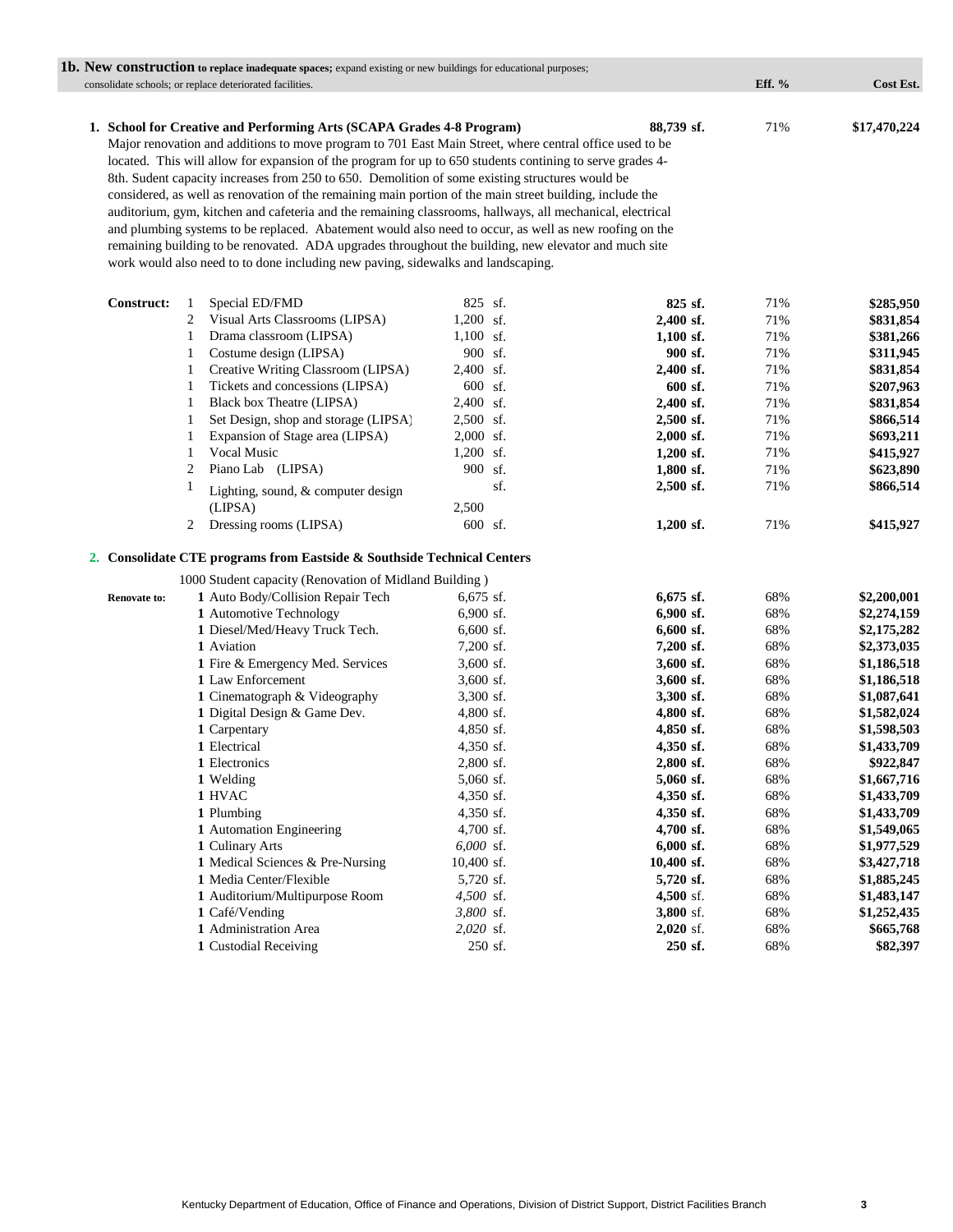**1b. New construction** to replace inadequate spaces; expand existing or new buildings for educational purposes; consolidate schools; or replace deteriorated facilities.

| | | | | | Eff. % | Cost Est. |
|---|---|---|---|---|---|---|
| **1. School for Creative and Performing Arts (SCAPA Grades 4-8 Program)** | | | | **88,739 sf.** | 71% | **$17,470,224** |

Major renovation and additions to move program to 701 East Main Street, where central office used to be located. This will allow for expansion of the program for up to 650 students contining to serve grades 4-8th. Student capacity increases from 250 to 650. Demolition of some existing structures would be considered, as well as renovation of the remaining main portion of the main street building, include the auditorium, gym, kitchen and cafeteria and the remaining classrooms, hallways, all mechanical, electrical and plumbing systems to be replaced. Abatement would also need to occur, as well as new roofing on the remaining building to be renovated. ADA upgrades throughout the building, new elevator and much site work would also need to to done including new paving, sidewalks and landscaping.

| | Qty | Space | Size | Total | Eff. % | Cost Est. |
|---|---|---|---|---|---|---|
| **Construct:** | 1 | Special ED/FMD | 825 sf. | **825 sf.** | 71% | **$285,950** |
| | 2 | Visual Arts Classrooms (LIPSA) | 1,200 sf. | **2,400 sf.** | 71% | **$831,854** |
| | 1 | Drama classroom (LIPSA) | 1,100 sf. | **1,100 sf.** | 71% | **$381,266** |
| | 1 | Costume design (LIPSA) | 900 sf. | **900 sf.** | 71% | **$311,945** |
| | 1 | Creative Writing Classroom (LIPSA) | 2,400 sf. | **2,400 sf.** | 71% | **$831,854** |
| | 1 | Tickets and concessions (LIPSA) | 600 sf. | **600 sf.** | 71% | **$207,963** |
| | 1 | Black box Theatre (LIPSA) | 2,400 sf. | **2,400 sf.** | 71% | **$831,854** |
| | 1 | Set Design, shop and storage (LIPSA) | 2,500 sf. | **2,500 sf.** | 71% | **$866,514** |
| | 1 | Expansion of Stage area (LIPSA) | 2,000 sf. | **2,000 sf.** | 71% | **$693,211** |
| | 1 | Vocal Music | 1,200 sf. | **1,200 sf.** | 71% | **$415,927** |
| | 2 | Piano Lab (LIPSA) | 900 sf. | **1,800 sf.** | 71% | **$623,890** |
| | 1 | Lighting, sound, & computer design (LIPSA) | 2,500 sf. | **2,500 sf.** | 71% | **$866,514** |
| | 2 | Dressing rooms (LIPSA) | 600 sf. | **1,200 sf.** | 71% | **$415,927** |

**2. Consolidate CTE programs from Eastside & Southside Technical Centers**

1000 Student capacity (Renovation of Midland Building )

| | Qty | Space | Size | Total | Eff. % | Cost Est. |
|---|---|---|---|---|---|---|
| **Renovate to:** | **1** | Auto Body/Collision Repair Tech | 6,675 sf. | **6,675 sf.** | 68% | **$2,200,001** |
| | **1** | Automotive Technology | 6,900 sf. | **6,900 sf.** | 68% | **$2,274,159** |
| | **1** | Diesel/Med/Heavy Truck Tech. | 6,600 sf. | **6,600 sf.** | 68% | **$2,175,282** |
| | **1** | Aviation | 7,200 sf. | **7,200 sf.** | 68% | **$2,373,035** |
| | **1** | Fire & Emergency Med. Services | 3,600 sf. | **3,600 sf.** | 68% | **$1,186,518** |
| | **1** | Law Enforcement | 3,600 sf. | **3,600 sf.** | 68% | **$1,186,518** |
| | **1** | Cinematograph & Videography | 3,300 sf. | **3,300 sf.** | 68% | **$1,087,641** |
| | **1** | Digital Design & Game Dev. | 4,800 sf. | **4,800 sf.** | 68% | **$1,582,024** |
| | **1** | Carpentary | 4,850 sf. | **4,850 sf.** | 68% | **$1,598,503** |
| | **1** | Electrical | 4,350 sf. | **4,350 sf.** | 68% | **$1,433,709** |
| | **1** | Electronics | 2,800 sf. | **2,800 sf.** | 68% | **$922,847** |
| | **1** | Welding | 5,060 sf. | **5,060 sf.** | 68% | **$1,667,716** |
| | **1** | HVAC | 4,350 sf. | **4,350 sf.** | 68% | **$1,433,709** |
| | **1** | Plumbing | 4,350 sf. | **4,350 sf.** | 68% | **$1,433,709** |
| | **1** | Automation Engineering | 4,700 sf. | **4,700 sf.** | 68% | **$1,549,065** |
| | **1** | Culinary Arts | *6,000* sf. | **6,000 sf.** | 68% | **$1,977,529** |
| | **1** | Medical Sciences & Pre-Nursing | 10,400 sf. | **10,400 sf.** | 68% | **$3,427,718** |
| | **1** | Media Center/Flexible | 5,720 sf. | **5,720 sf.** | 68% | **$1,885,245** |
| | **1** | Auditorium/Multipurpose Room | *4,500* sf. | **4,500** sf. | 68% | **$1,483,147** |
| | **1** | Café/Vending | *3,800* sf. | **3,800** sf. | 68% | **$1,252,435** |
| | **1** | Administration Area | *2,020* sf. | **2,020** sf. | 68% | **$665,768** |
| | **1** | Custodial Receiving | 250 sf. | **250 sf.** | 68% | **$82,397** |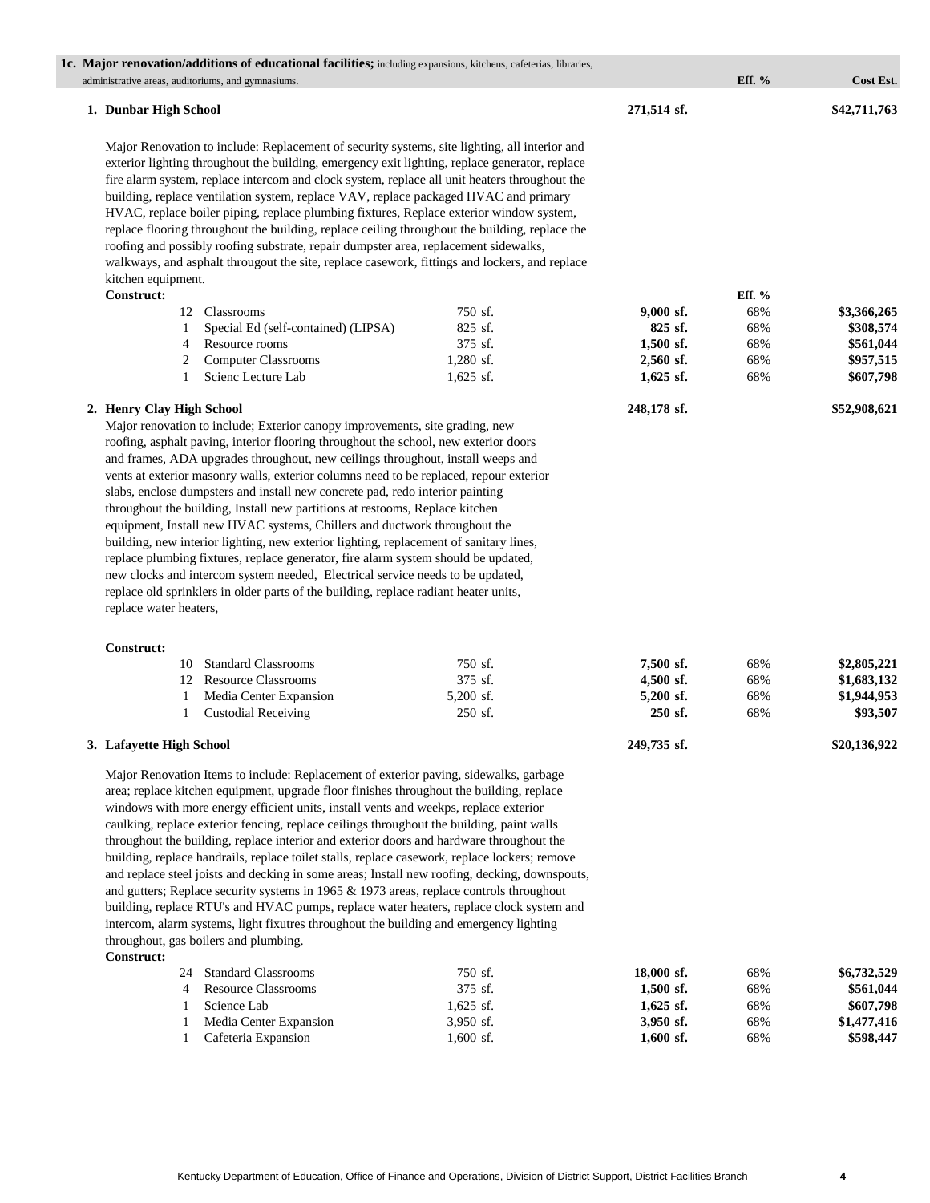**1c. Major renovation/additions of educational facilities;** including expansions, kitchens, cafeterias, libraries, administrative areas, auditoriums, and gymnasiums.

| | | | | Eff. % | Cost Est. |
|---|---|---|---|---|---|
| **1. Dunbar High School** | | | **271,514 sf.** | | **$42,711,763** |

Major Renovation to include: Replacement of security systems, site lighting, all interior and exterior lighting throughout the building, emergency exit lighting, replace generator, replace fire alarm system, replace intercom and clock system, replace all unit heaters throughout the building, replace ventilation system, replace VAV, replace packaged HVAC and primary HVAC, replace boiler piping, replace plumbing fixtures, Replace exterior window system, replace flooring throughout the building, replace ceiling throughout the building, replace the roofing and possibly roofing substrate, repair dumpster area, replacement sidewalks, walkways, and asphalt througout the site, replace casework, fittings and lockers, and replace kitchen equipment.

**Construct:**

| Qty | Item | Unit Size | Total | Eff. % | Cost Est. |
|---|---|---|---|---|---|
| 12 | Classrooms | 750 sf. | **9,000 sf.** | 68% | **$3,366,265** |
| 1 | Special Ed (self-contained) (LIPSA) | 825 sf. | **825 sf.** | 68% | **$308,574** |
| 4 | Resource rooms | 375 sf. | **1,500 sf.** | 68% | **$561,044** |
| 2 | Computer Classrooms | 1,280 sf. | **2,560 sf.** | 68% | **$957,515** |
| 1 | Scienc Lecture Lab | 1,625 sf. | **1,625 sf.** | 68% | **$607,798** |

| | | | | | |
|---|---|---|---|---|---|
| **2. Henry Clay High School** | | | **248,178 sf.** | | **$52,908,621** |

Major renovation to include; Exterior canopy improvements, site grading, new roofing, asphalt paving, interior flooring throughout the school, new exterior doors and frames, ADA upgrades throughout, new ceilings throughout, install weeps and vents at exterior masonry walls, exterior columns need to be replaced, repour exterior slabs, enclose dumpsters and install new concrete pad, redo interior painting throughout the building, Install new partitions at restooms, Replace kitchen equipment, Install new HVAC systems, Chillers and ductwork throughout the building, new interior lighting, new exterior lighting, replacement of sanitary lines, replace plumbing fixtures, replace generator, fire alarm system should be updated, new clocks and intercom system needed, Electrical service needs to be updated, replace old sprinklers in older parts of the building, replace radiant heater units, replace water heaters,

**Construct:**

| Qty | Item | Unit Size | Total | Eff. % | Cost Est. |
|---|---|---|---|---|---|
| 10 | Standard Classrooms | 750 sf. | **7,500 sf.** | 68% | **$2,805,221** |
| 12 | Resource Classrooms | 375 sf. | **4,500 sf.** | 68% | **$1,683,132** |
| 1 | Media Center Expansion | 5,200 sf. | **5,200 sf.** | 68% | **$1,944,953** |
| 1 | Custodial Receiving | 250 sf. | **250 sf.** | 68% | **$93,507** |

| | | | | | |
|---|---|---|---|---|---|
| **3. Lafayette High School** | | | **249,735 sf.** | | **$20,136,922** |

Major Renovation Items to include: Replacement of exterior paving, sidewalks, garbage area; replace kitchen equipment, upgrade floor finishes throughout the building, replace windows with more energy efficient units, install vents and weekps, replace exterior caulking, replace exterior fencing, replace ceilings throughout the building, paint walls throughout the building, replace interior and exterior doors and hardware throughout the building, replace handrails, replace toilet stalls, replace casework, replace lockers; remove and replace steel joists and decking in some areas; Install new roofing, decking, downspouts, and gutters; Replace security systems in 1965 & 1973 areas, replace controls throughout building, replace RTU's and HVAC pumps, replace water heaters, replace clock system and intercom, alarm systems, light fixutres throughout the building and emergency lighting throughout, gas boilers and plumbing.

**Construct:**

| Qty | Item | Unit Size | Total | Eff. % | Cost Est. |
|---|---|---|---|---|---|
| 24 | Standard Classrooms | 750 sf. | **18,000 sf.** | 68% | **$6,732,529** |
| 4 | Resource Classrooms | 375 sf. | **1,500 sf.** | 68% | **$561,044** |
| 1 | Science Lab | 1,625 sf. | **1,625 sf.** | 68% | **$607,798** |
| 1 | Media Center Expansion | 3,950 sf. | **3,950 sf.** | 68% | **$1,477,416** |
| 1 | Cafeteria Expansion | 1,600 sf. | **1,600 sf.** | 68% | **$598,447** |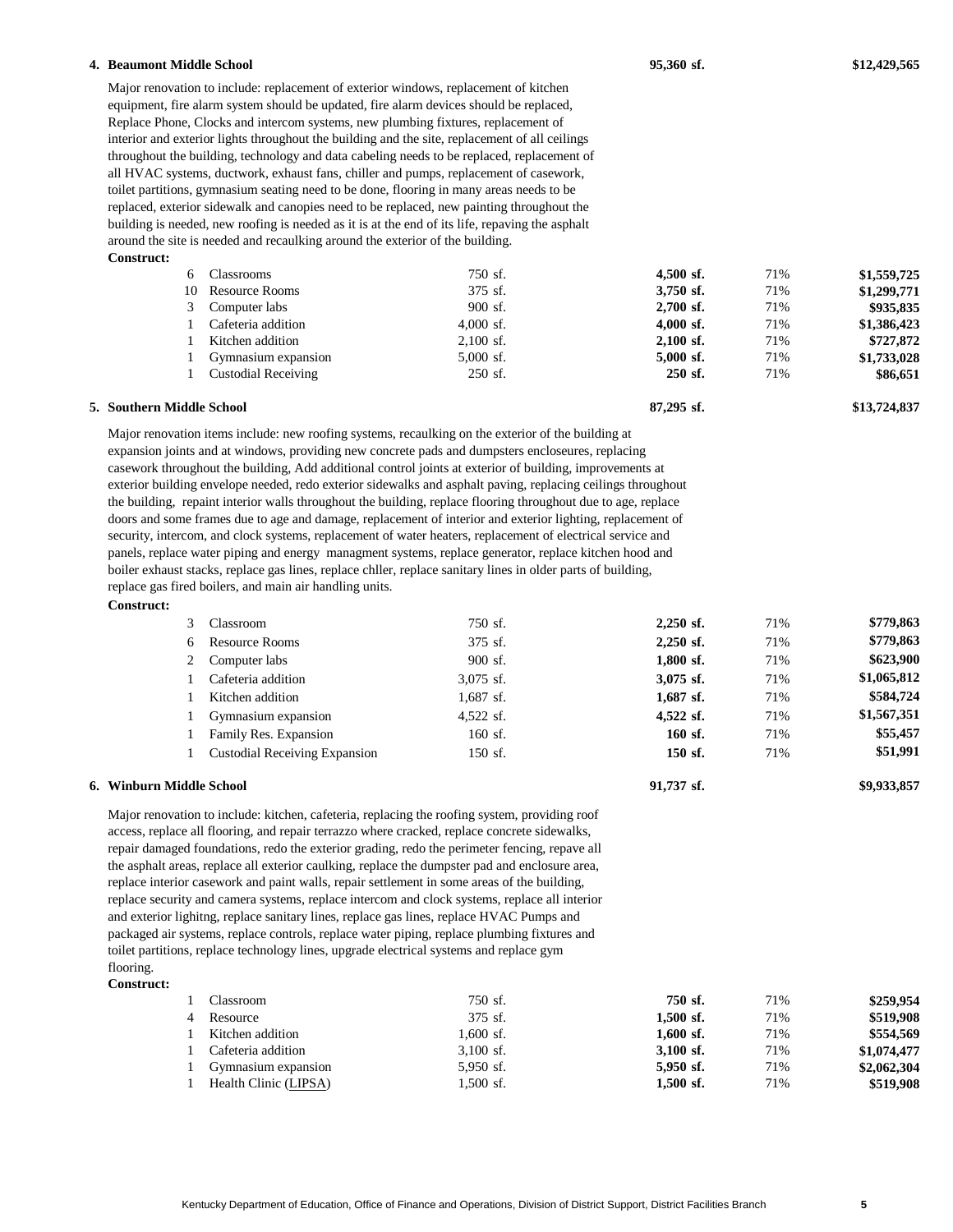**4. Beaumont Middle School** **95,360 sf.** **$12,429,565**

Major renovation to include: replacement of exterior windows, replacement of kitchen equipment, fire alarm system should be updated, fire alarm devices should be replaced, Replace Phone, Clocks and intercom systems, new plumbing fixtures, replacement of interior and exterior lights throughout the building and the site, replacement of all ceilings throughout the building, technology and data cabeling needs to be replaced, replacement of all HVAC systems, ductwork, exhaust fans, chiller and pumps, replacement of casework, toilet partitions, gymnasium seating need to be done, flooring in many areas needs to be replaced, exterior sidewalk and canopies need to be replaced, new painting throughout the building is needed, new roofing is needed as it is at the end of its life, repaving the asphalt around the site is needed and recaulking around the exterior of the building.

**Construct:**

| Qty | Item | Unit Size | Total | % | Cost |
|---|---|---|---|---|---|
| 6 | Classrooms | 750 sf. | **4,500 sf.** | 71% | **$1,559,725** |
| 10 | Resource Rooms | 375 sf. | **3,750 sf.** | 71% | **$1,299,771** |
| 3 | Computer labs | 900 sf. | **2,700 sf.** | 71% | **$935,835** |
| 1 | Cafeteria addition | 4,000 sf. | **4,000 sf.** | 71% | **$1,386,423** |
| 1 | Kitchen addition | 2,100 sf. | **2,100 sf.** | 71% | **$727,872** |
| 1 | Gymnasium expansion | 5,000 sf. | **5,000 sf.** | 71% | **$1,733,028** |
| 1 | Custodial Receiving | 250 sf. | **250 sf.** | 71% | **$86,651** |

**5. Southern Middle School** **87,295 sf.** **$13,724,837**

Major renovation items include: new roofing systems, recaulking on the exterior of the building at expansion joints and at windows, providing new concrete pads and dumpsters encloseures, replacing casework throughout the building, Add additional control joints at exterior of building, improvements at exterior building envelope needed, redo exterior sidewalks and asphalt paving, replacing ceilings throughout the building, repaint interior walls throughout the building, replace flooring throughout due to age, replace doors and some frames due to age and damage, replacement of interior and exterior lighting, replacement of security, intercom, and clock systems, replacement of water heaters, replacement of electrical service and panels, replace water piping and energy managment systems, replace generator, replace kitchen hood and boiler exhaust stacks, replace gas lines, replace chller, replace sanitary lines in older parts of building, replace gas fired boilers, and main air handling units.

**Construct:**

| Qty | Item | Unit Size | Total | % | Cost |
|---|---|---|---|---|---|
| 3 | Classroom | 750 sf. | **2,250 sf.** | 71% | **$779,863** |
| 6 | Resource Rooms | 375 sf. | **2,250 sf.** | 71% | **$779,863** |
| 2 | Computer labs | 900 sf. | **1,800 sf.** | 71% | **$623,900** |
| 1 | Cafeteria addition | 3,075 sf. | **3,075 sf.** | 71% | **$1,065,812** |
| 1 | Kitchen addition | 1,687 sf. | **1,687 sf.** | 71% | **$584,724** |
| 1 | Gymnasium expansion | 4,522 sf. | **4,522 sf.** | 71% | **$1,567,351** |
| 1 | Family Res. Expansion | 160 sf. | **160 sf.** | 71% | **$55,457** |
| 1 | Custodial Receiving Expansion | 150 sf. | **150 sf.** | 71% | **$51,991** |

**6. Winburn Middle School** **91,737 sf.** **$9,933,857**

Major renovation to include: kitchen, cafeteria, replacing the roofing system, providing roof access, replace all flooring, and repair terrazzo where cracked, replace concrete sidewalks, repair damaged foundations, redo the exterior grading, redo the perimeter fencing, repave all the asphalt areas, replace all exterior caulking, replace the dumpster pad and enclosure area, replace interior casework and paint walls, repair settlement in some areas of the building, replace security and camera systems, replace intercom and clock systems, replace all interior and exterior lighitng, replace sanitary lines, replace gas lines, replace HVAC Pumps and packaged air systems, replace controls, replace water piping, replace plumbing fixtures and toilet partitions, replace technology lines, upgrade electrical systems and replace gym flooring.

**Construct:**

| Qty | Item | Unit Size | Total | % | Cost |
|---|---|---|---|---|---|
| 1 | Classroom | 750 sf. | **750 sf.** | 71% | **$259,954** |
| 4 | Resource | 375 sf. | **1,500 sf.** | 71% | **$519,908** |
| 1 | Kitchen addition | 1,600 sf. | **1,600 sf.** | 71% | **$554,569** |
| 1 | Cafeteria addition | 3,100 sf. | **3,100 sf.** | 71% | **$1,074,477** |
| 1 | Gymnasium expansion | 5,950 sf. | **5,950 sf.** | 71% | **$2,062,304** |
| 1 | Health Clinic (LIPSA) | 1,500 sf. | **1,500 sf.** | 71% | **$519,908** |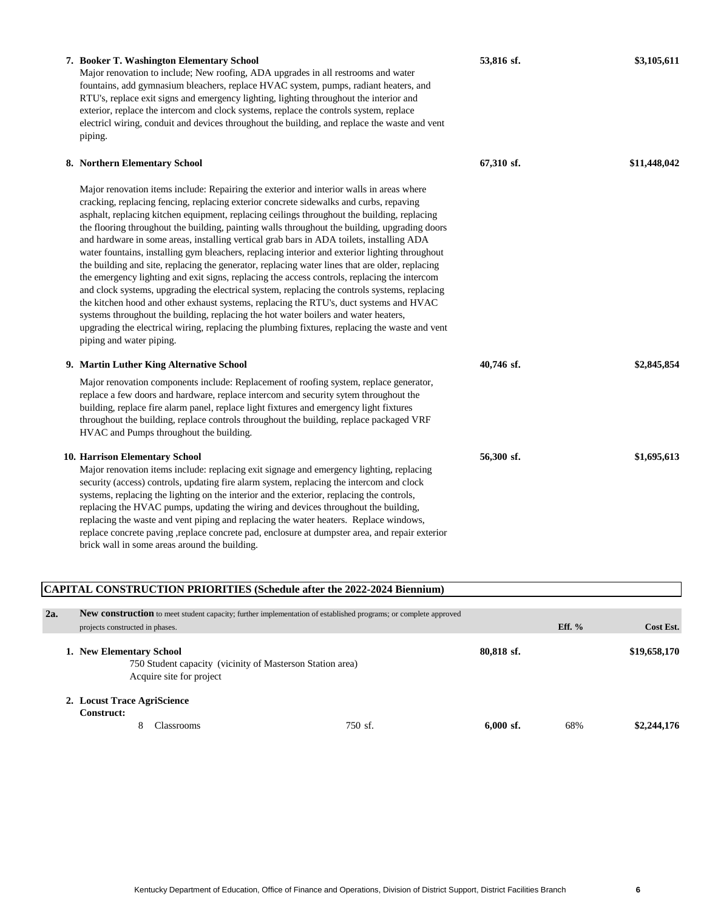**7. Booker T. Washington Elementary School** — 53,816 sf. — $3,105,611

Major renovation to include; New roofing, ADA upgrades in all restrooms and water fountains, add gymnasium bleachers, replace HVAC system, pumps, radiant heaters, and RTU's, replace exit signs and emergency lighting, lighting throughout the interior and exterior, replace the intercom and clock systems, replace the controls system, replace electricl wiring, conduit and devices throughout the building, and replace the waste and vent piping.

**8. Northern Elementary School** — 67,310 sf. — $11,448,042

Major renovation items include: Repairing the exterior and interior walls in areas where cracking, replacing fencing, replacing exterior concrete sidewalks and curbs, repaving asphalt, replacing kitchen equipment, replacing ceilings throughout the building, replacing the flooring throughout the building, painting walls throughout the building, upgrading doors and hardware in some areas, installing vertical grab bars in ADA toilets, installing ADA water fountains, installing gym bleachers, replacing interior and exterior lighting throughout the building and site, replacing the generator, replacing water lines that are older, replacing the emergency lighting and exit signs, replacing the access controls, replacing the intercom and clock systems, upgrading the electrical system, replacing the controls systems, replacing the kitchen hood and other exhaust systems, replacing the RTU's, duct systems and HVAC systems throughout the building, replacing the hot water boilers and water heaters, upgrading the electrical wiring, replacing the plumbing fixtures, replacing the waste and vent piping and water piping.

**9. Martin Luther King Alternative School** — 40,746 sf. — $2,845,854

Major renovation components include: Replacement of roofing system, replace generator, replace a few doors and hardware, replace intercom and security sytem throughout the building, replace fire alarm panel, replace light fixtures and emergency light fixtures throughout the building, replace controls throughout the building, replace packaged VRF HVAC and Pumps throughout the building.

**10. Harrison Elementary School** — 56,300 sf. — $1,695,613

Major renovation items include: replacing exit signage and emergency lighting, replacing security (access) controls, updating fire alarm system, replacing the intercom and clock systems, replacing the lighting on the interior and the exterior, replacing the controls, replacing the HVAC pumps, updating the wiring and devices throughout the building, replacing the waste and vent piping and replacing the water heaters. Replace windows, replace concrete paving ,replace concrete pad, enclosure at dumpster area, and repair exterior brick wall in some areas around the building.

## CAPITAL CONSTRUCTION PRIORITIES (Schedule after the 2022-2024 Biennium)

| 2a. | **New construction** to meet student capacity; further implementation of established programs; or complete approved projects constructed in phases. | | | Eff. % | Cost Est. |
|---|---|---|---|---|---|
| | **1. New Elementary School** | | 80,818 sf. | | $19,658,170 |
| | 750 Student capacity (vicinity of Masterson Station area) | | | | |
| | Acquire site for project | | | | |
| | **2. Locust Trace AgriScience** | | | | |
| | **Construct:** | | | | |
| | 8 Classrooms | 750 sf. | 6,000 sf. | 68% | $2,244,176 |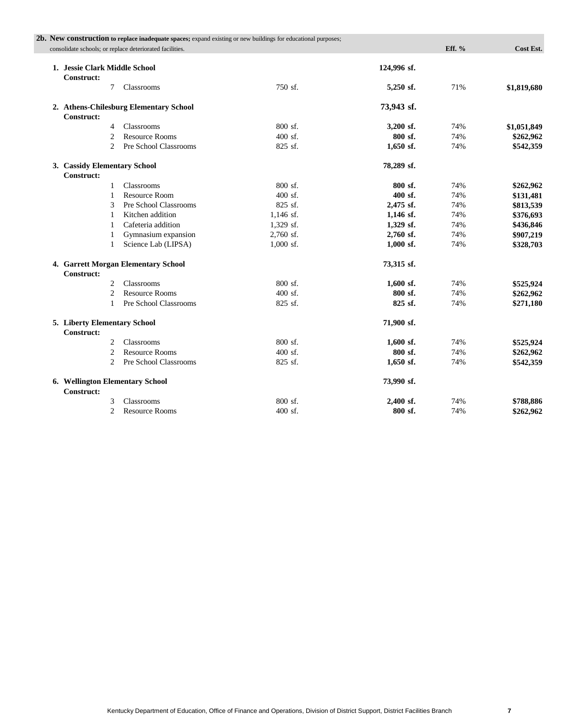| **2b. New construction** **to replace inadequate spaces;** expand existing or new buildings for educational purposes; consolidate schools; or replace deteriorated facilities. | | | | | **Eff. %** | **Cost Est.** |
|---|---|---|---|---|---|---|
| **1. Jessie Clark Middle School** | | | | **124,996 sf.** | | |
| **Construct:** | | | | | | |
| | 7 | Classrooms | 750 sf. | **5,250 sf.** | 71% | **$1,819,680** |
| **2. Athens-Chilesburg Elementary School** | | | | **73,943 sf.** | | |
| **Construct:** | | | | | | |
| | 4 | Classrooms | 800 sf. | **3,200 sf.** | 74% | **$1,051,849** |
| | 2 | Resource Rooms | 400 sf. | **800 sf.** | 74% | **$262,962** |
| | 2 | Pre School Classrooms | 825 sf. | **1,650 sf.** | 74% | **$542,359** |
| **3. Cassidy Elementary School** | | | | **78,289 sf.** | | |
| **Construct:** | | | | | | |
| | 1 | Classrooms | 800 sf. | **800 sf.** | 74% | **$262,962** |
| | 1 | Resource Room | 400 sf. | **400 sf.** | 74% | **$131,481** |
| | 3 | Pre School Classrooms | 825 sf. | **2,475 sf.** | 74% | **$813,539** |
| | 1 | Kitchen addition | 1,146 sf. | **1,146 sf.** | 74% | **$376,693** |
| | 1 | Cafeteria addition | 1,329 sf. | **1,329 sf.** | 74% | **$436,846** |
| | 1 | Gymnasium expansion | 2,760 sf. | **2,760 sf.** | 74% | **$907,219** |
| | 1 | Science Lab (LIPSA) | 1,000 sf. | **1,000 sf.** | 74% | **$328,703** |
| **4. Garrett Morgan Elementary School** | | | | **73,315 sf.** | | |
| **Construct:** | | | | | | |
| | 2 | Classrooms | 800 sf. | **1,600 sf.** | 74% | **$525,924** |
| | 2 | Resource Rooms | 400 sf. | **800 sf.** | 74% | **$262,962** |
| | 1 | Pre School Classrooms | 825 sf. | **825 sf.** | 74% | **$271,180** |
| **5. Liberty Elementary School** | | | | **71,900 sf.** | | |
| **Construct:** | | | | | | |
| | 2 | Classrooms | 800 sf. | **1,600 sf.** | 74% | **$525,924** |
| | 2 | Resource Rooms | 400 sf. | **800 sf.** | 74% | **$262,962** |
| | 2 | Pre School Classrooms | 825 sf. | **1,650 sf.** | 74% | **$542,359** |
| **6. Wellington Elementary School** | | | | **73,990 sf.** | | |
| **Construct:** | | | | | | |
| | 3 | Classrooms | 800 sf. | **2,400 sf.** | 74% | **$788,886** |
| | 2 | Resource Rooms | 400 sf. | **800 sf.** | 74% | **$262,962** |

Kentucky Department of Education, Office of Finance and Operations, Division of District Support, District Facilities Branch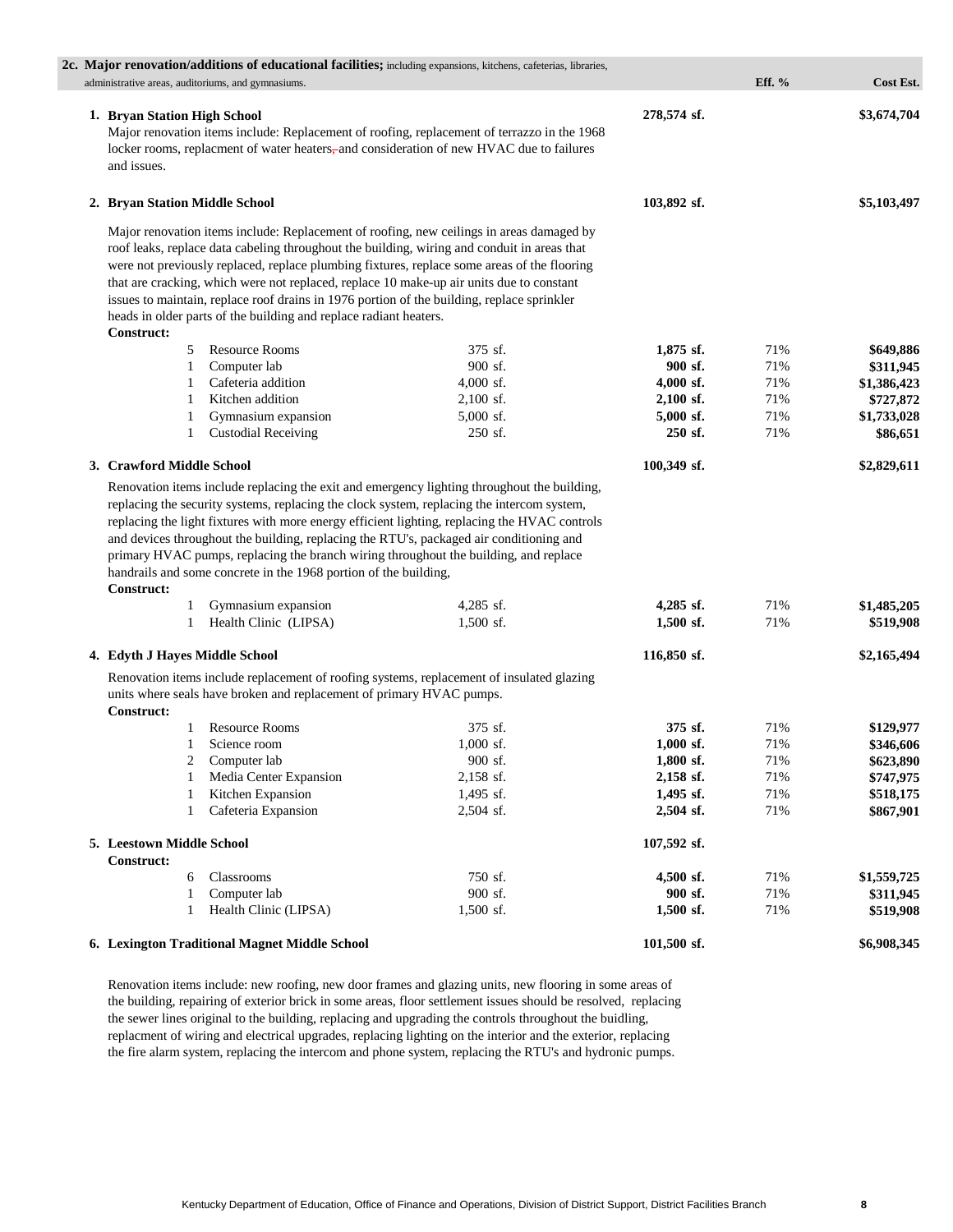## 2c. Major renovation/additions of educational facilities; including expansions, kitchens, cafeterias, libraries, administrative areas, auditoriums, and gymnasiums.

| | | | | Eff. % | Cost Est. |
|---|---|---|---|---|---|
| **1. Bryan Station High School** | | | **278,574 sf.** | | **$3,674,704** |
| Major renovation items include: Replacement of roofing, replacement of terrazzo in the 1968 locker rooms, replacment of water heaters, and consideration of new HVAC due to failures and issues. | | | | | |
| **2. Bryan Station Middle School** | | | **103,892 sf.** | | **$5,103,497** |
| Major renovation items include: Replacement of roofing, new ceilings in areas damaged by roof leaks, replace data cabeling throughout the building, wiring and conduit in areas that were not previously replaced, replace plumbing fixtures, replace some areas of the flooring that are cracking, which were not replaced, replace 10 make-up air units due to constant issues to maintain, replace roof drains in 1976 portion of the building, replace sprinkler heads in older parts of the building and replace radiant heaters. | | | | | |
| **Construct:** | | | | | |
| 5 | Resource Rooms | 375 sf. | **1,875 sf.** | 71% | **$649,886** |
| 1 | Computer lab | 900 sf. | **900 sf.** | 71% | **$311,945** |
| 1 | Cafeteria addition | 4,000 sf. | **4,000 sf.** | 71% | **$1,386,423** |
| 1 | Kitchen addition | 2,100 sf. | **2,100 sf.** | 71% | **$727,872** |
| 1 | Gymnasium expansion | 5,000 sf. | **5,000 sf.** | 71% | **$1,733,028** |
| 1 | Custodial Receiving | 250 sf. | **250 sf.** | 71% | **$86,651** |
| **3. Crawford Middle School** | | | **100,349 sf.** | | **$2,829,611** |
| Renovation items include replacing the exit and emergency lighting throughout the building, replacing the security systems, replacing the clock system, replacing the intercom system, replacing the light fixtures with more energy efficient lighting, replacing the HVAC controls and devices throughout the building, replacing the RTU's, packaged air conditioning and primary HVAC pumps, replacing the branch wiring throughout the building, and replace handrails and some concrete in the 1968 portion of the building, | | | | | |
| **Construct:** | | | | | |
| 1 | Gymnasium expansion | 4,285 sf. | **4,285 sf.** | 71% | **$1,485,205** |
| 1 | Health Clinic (LIPSA) | 1,500 sf. | **1,500 sf.** | 71% | **$519,908** |
| **4. Edyth J Hayes Middle School** | | | **116,850 sf.** | | **$2,165,494** |
| Renovation items include replacement of roofing systems, replacement of insulated glazing units where seals have broken and replacement of primary HVAC pumps. | | | | | |
| **Construct:** | | | | | |
| 1 | Resource Rooms | 375 sf. | **375 sf.** | 71% | **$129,977** |
| 1 | Science room | 1,000 sf. | **1,000 sf.** | 71% | **$346,606** |
| 2 | Computer lab | 900 sf. | **1,800 sf.** | 71% | **$623,890** |
| 1 | Media Center Expansion | 2,158 sf. | **2,158 sf.** | 71% | **$747,975** |
| 1 | Kitchen Expansion | 1,495 sf. | **1,495 sf.** | 71% | **$518,175** |
| 1 | Cafeteria Expansion | 2,504 sf. | **2,504 sf.** | 71% | **$867,901** |
| **5. Leestown Middle School** | | | **107,592 sf.** | | |
| **Construct:** | | | | | |
| 6 | Classrooms | 750 sf. | **4,500 sf.** | 71% | **$1,559,725** |
| 1 | Computer lab | 900 sf. | **900 sf.** | 71% | **$311,945** |
| 1 | Health Clinic (LIPSA) | 1,500 sf. | **1,500 sf.** | 71% | **$519,908** |
| **6. Lexington Traditional Magnet Middle School** | | | **101,500 sf.** | | **$6,908,345** |
| Renovation items include: new roofing, new door frames and glazing units, new flooring in some areas of the building, repairing of exterior brick in some areas, floor settlement issues should be resolved, replacing the sewer lines original to the building, replacing and upgrading the controls throughout the buidling, replacment of wiring and electrical upgrades, replacing lighting on the interior and the exterior, replacing the fire alarm system, replacing the intercom and phone system, replacing the RTU's and hydronic pumps. | | | | | |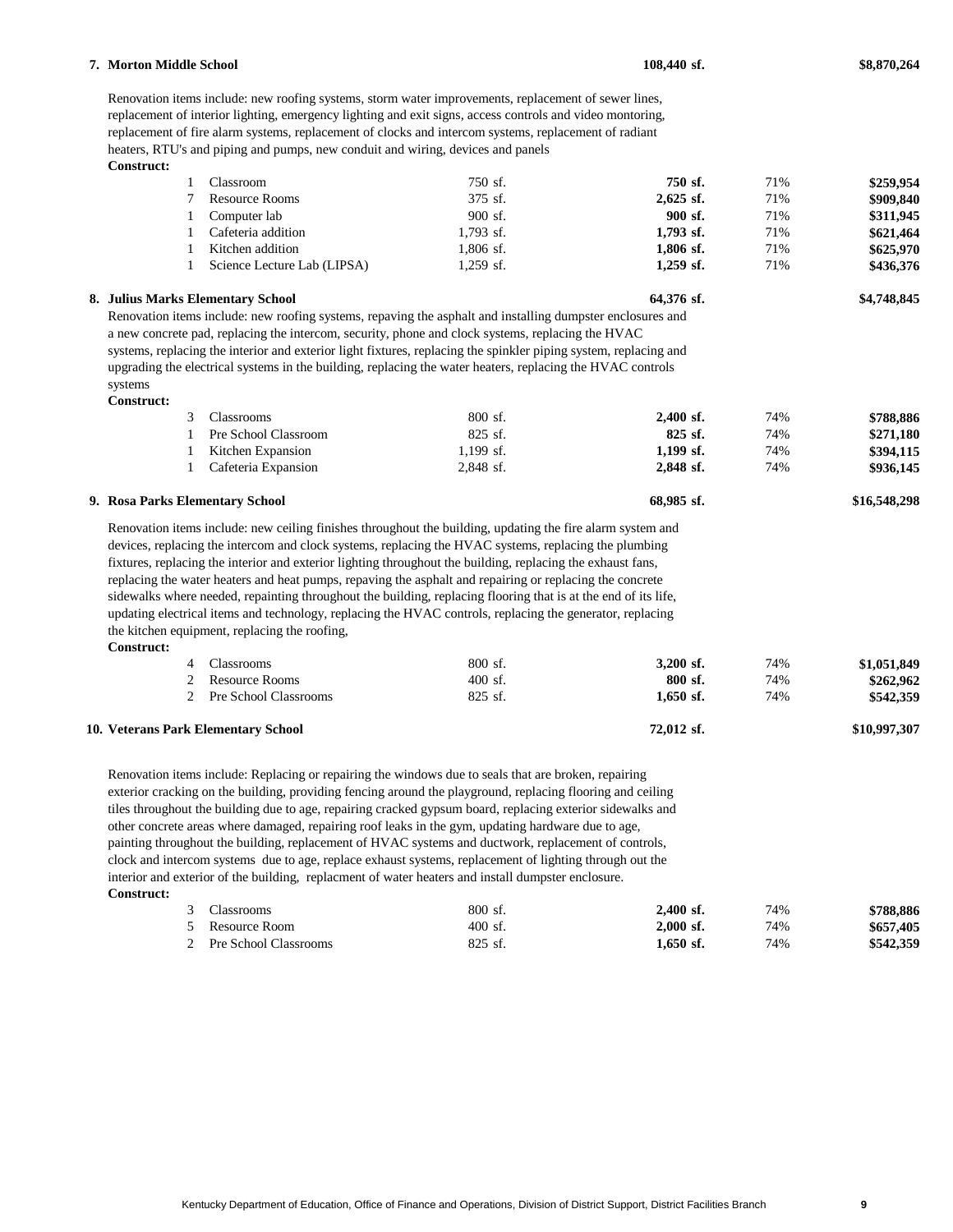**7. Morton Middle School** **108,440 sf.** **$8,870,264**

Renovation items include: new roofing systems, storm water improvements, replacement of sewer lines, replacement of interior lighting, emergency lighting and exit signs, access controls and video montoring, replacement of fire alarm systems, replacement of clocks and intercom systems, replacement of radiant heaters, RTU's and piping and pumps, new conduit and wiring, devices and panels

**Construct:**

| Qty | Item | Unit Size | Total Size | % | Cost |
|---|---|---|---|---|---|
| 1 | Classroom | 750 sf. | **750 sf.** | 71% | **$259,954** |
| 7 | Resource Rooms | 375 sf. | **2,625 sf.** | 71% | **$909,840** |
| 1 | Computer lab | 900 sf. | **900 sf.** | 71% | **$311,945** |
| 1 | Cafeteria addition | 1,793 sf. | **1,793 sf.** | 71% | **$621,464** |
| 1 | Kitchen addition | 1,806 sf. | **1,806 sf.** | 71% | **$625,970** |
| 1 | Science Lecture Lab (LIPSA) | 1,259 sf. | **1,259 sf.** | 71% | **$436,376** |

**8. Julius Marks Elementary School** **64,376 sf.** **$4,748,845**

Renovation items include: new roofing systems, repaving the asphalt and installing dumpster enclosures and a new concrete pad, replacing the intercom, security, phone and clock systems, replacing the HVAC systems, replacing the interior and exterior light fixtures, replacing the spinkler piping system, replacing and upgrading the electrical systems in the building, replacing the water heaters, replacing the HVAC controls systems

**Construct:**

| Qty | Item | Unit Size | Total Size | % | Cost |
|---|---|---|---|---|---|
| 3 | Classrooms | 800 sf. | **2,400 sf.** | 74% | **$788,886** |
| 1 | Pre School Classroom | 825 sf. | **825 sf.** | 74% | **$271,180** |
| 1 | Kitchen Expansion | 1,199 sf. | **1,199 sf.** | 74% | **$394,115** |
| 1 | Cafeteria Expansion | 2,848 sf. | **2,848 sf.** | 74% | **$936,145** |

**9. Rosa Parks Elementary School** **68,985 sf.** **$16,548,298**

Renovation items include: new ceiling finishes throughout the building, updating the fire alarm system and devices, replacing the intercom and clock systems, replacing the HVAC systems, replacing the plumbing fixtures, replacing the interior and exterior lighting throughout the building, replacing the exhaust fans, replacing the water heaters and heat pumps, repaving the asphalt and repairing or replacing the concrete sidewalks where needed, repainting throughout the building, replacing flooring that is at the end of its life, updating electrical items and technology, replacing the HVAC controls, replacing the generator, replacing the kitchen equipment, replacing the roofing,

**Construct:**

| Qty | Item | Unit Size | Total Size | % | Cost |
|---|---|---|---|---|---|
| 4 | Classrooms | 800 sf. | **3,200 sf.** | 74% | **$1,051,849** |
| 2 | Resource Rooms | 400 sf. | **800 sf.** | 74% | **$262,962** |
| 2 | Pre School Classrooms | 825 sf. | **1,650 sf.** | 74% | **$542,359** |

**10. Veterans Park Elementary School** **72,012 sf.** **$10,997,307**

Renovation items include: Replacing or repairing the windows due to seals that are broken, repairing exterior cracking on the building, providing fencing around the playground, replacing flooring and ceiling tiles throughout the building due to age, repairing cracked gypsum board, replacing exterior sidewalks and other concrete areas where damaged, repairing roof leaks in the gym, updating hardware due to age, painting throughout the building, replacement of HVAC systems and ductwork, replacement of controls, clock and intercom systems due to age, replace exhaust systems, replacement of lighting through out the interior and exterior of the building, replacment of water heaters and install dumpster enclosure.

**Construct:**

| Qty | Item | Unit Size | Total Size | % | Cost |
|---|---|---|---|---|---|
| 3 | Classrooms | 800 sf. | **2,400 sf.** | 74% | **$788,886** |
| 5 | Resource Room | 400 sf. | **2,000 sf.** | 74% | **$657,405** |
| 2 | Pre School Classrooms | 825 sf. | **1,650 sf.** | 74% | **$542,359** |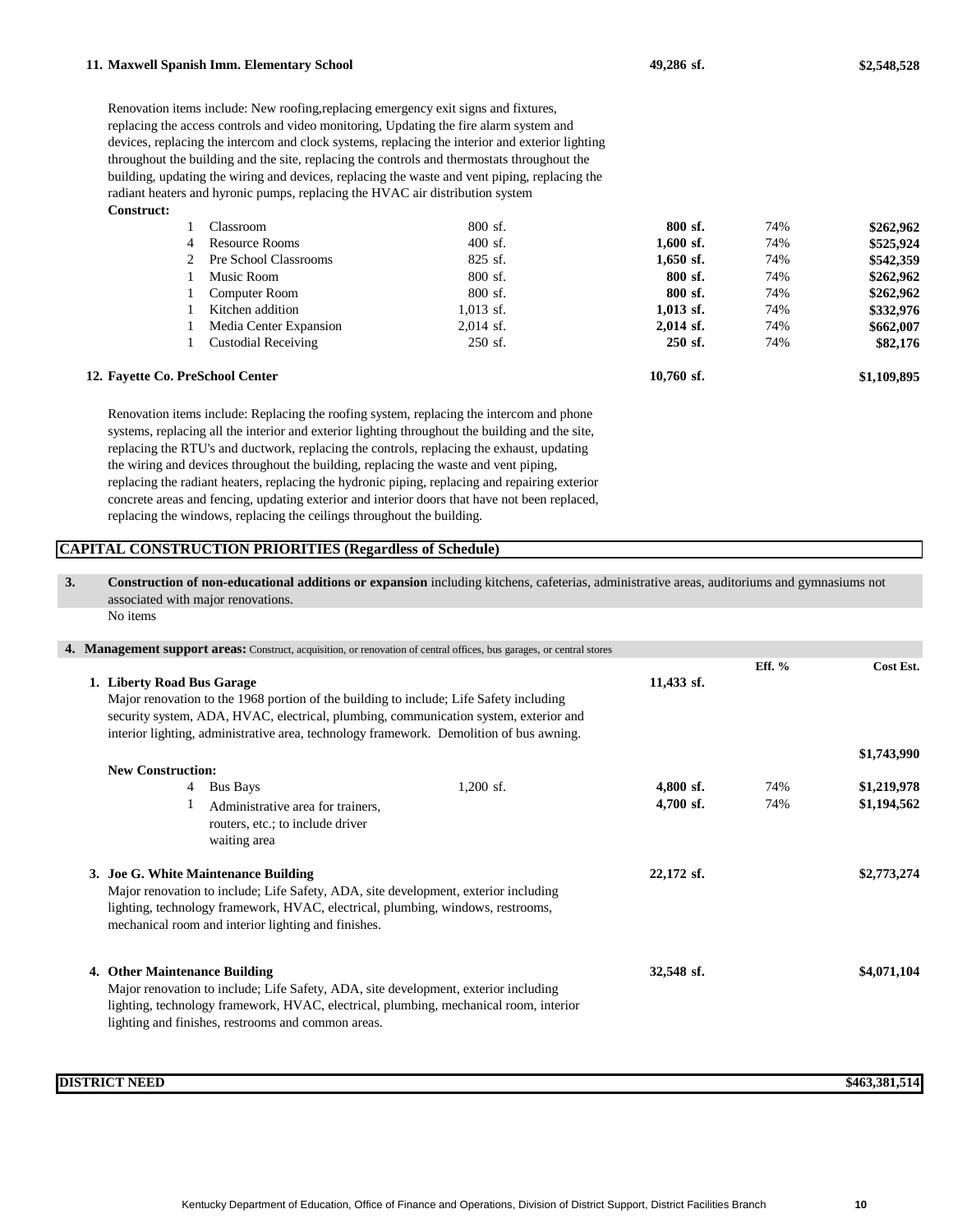**11. Maxwell Spanish Imm. Elementary School** | **49,286 sf.** | **$2,548,528**

Renovation items include: New roofing,replacing emergency exit signs and fixtures, replacing the access controls and video monitoring, Updating the fire alarm system and devices, replacing the intercom and clock systems, replacing the interior and exterior lighting throughout the building and the site, replacing the controls and thermostats throughout the building, updating the wiring and devices, replacing the waste and vent piping, replacing the radiant heaters and hyronic pumps, replacing the HVAC air distribution system

**Construct:**

| Qty | Item | Unit Size | Total | Eff. % | Cost Est. |
|---|---|---|---|---|---|
| 1 | Classroom | 800 sf. | **800 sf.** | 74% | **$262,962** |
| 4 | Resource Rooms | 400 sf. | **1,600 sf.** | 74% | **$525,924** |
| 2 | Pre School Classrooms | 825 sf. | **1,650 sf.** | 74% | **$542,359** |
| 1 | Music Room | 800 sf. | **800 sf.** | 74% | **$262,962** |
| 1 | Computer Room | 800 sf. | **800 sf.** | 74% | **$262,962** |
| 1 | Kitchen addition | 1,013 sf. | **1,013 sf.** | 74% | **$332,976** |
| 1 | Media Center Expansion | 2,014 sf. | **2,014 sf.** | 74% | **$662,007** |
| 1 | Custodial Receiving | 250 sf. | **250 sf.** | 74% | **$82,176** |

**12. Fayette Co. PreSchool Center** | **10,760 sf.** | **$1,109,895**

Renovation items include: Replacing the roofing system, replacing the intercom and phone systems, replacing all the interior and exterior lighting throughout the building and the site, replacing the RTU's and ductwork, replacing the controls, replacing the exhaust, updating the wiring and devices throughout the building, replacing the waste and vent piping, replacing the radiant heaters, replacing the hydronic piping, replacing and repairing exterior concrete areas and fencing, updating exterior and interior doors that have not been replaced, replacing the windows, replacing the ceilings throughout the building.

## CAPITAL CONSTRUCTION PRIORITIES (Regardless of Schedule)

**3. Construction of non-educational additions or expansion** including kitchens, cafeterias, administrative areas, auditoriums and gymnasiums not associated with major renovations.

No items

**4. Management support areas:** Construct, acquisition, or renovation of central offices, bus garages, or central stores

| | | | | Eff. % | Cost Est. |
|---|---|---|---|---|---|
| **1. Liberty Road Bus Garage** | | | **11,433 sf.** | | |

Major renovation to the 1968 portion of the building to include; Life Safety including security system, ADA, HVAC, electrical, plumbing, communication system, exterior and interior lighting, administrative area, technology framework. Demolition of bus awning.

**$1,743,990**

**New Construction:**

| Qty | Item | Unit Size | Total | Eff. % | Cost Est. |
|---|---|---|---|---|---|
| 4 | Bus Bays | 1,200 sf. | **4,800 sf.** | 74% | **$1,219,978** |
| 1 | Administrative area for trainers, routers, etc.; to include driver waiting area | | **4,700 sf.** | 74% | **$1,194,562** |

**3. Joe G. White Maintenance Building** | **22,172 sf.** | **$2,773,274**

Major renovation to include; Life Safety, ADA, site development, exterior including lighting, technology framework, HVAC, electrical, plumbing, windows, restrooms, mechanical room and interior lighting and finishes.

**4. Other Maintenance Building** | **32,548 sf.** | **$4,071,104**

Major renovation to include; Life Safety, ADA, site development, exterior including lighting, technology framework, HVAC, electrical, plumbing, mechanical room, interior lighting and finishes, restrooms and common areas.

**DISTRICT NEED** | **$463,381,514**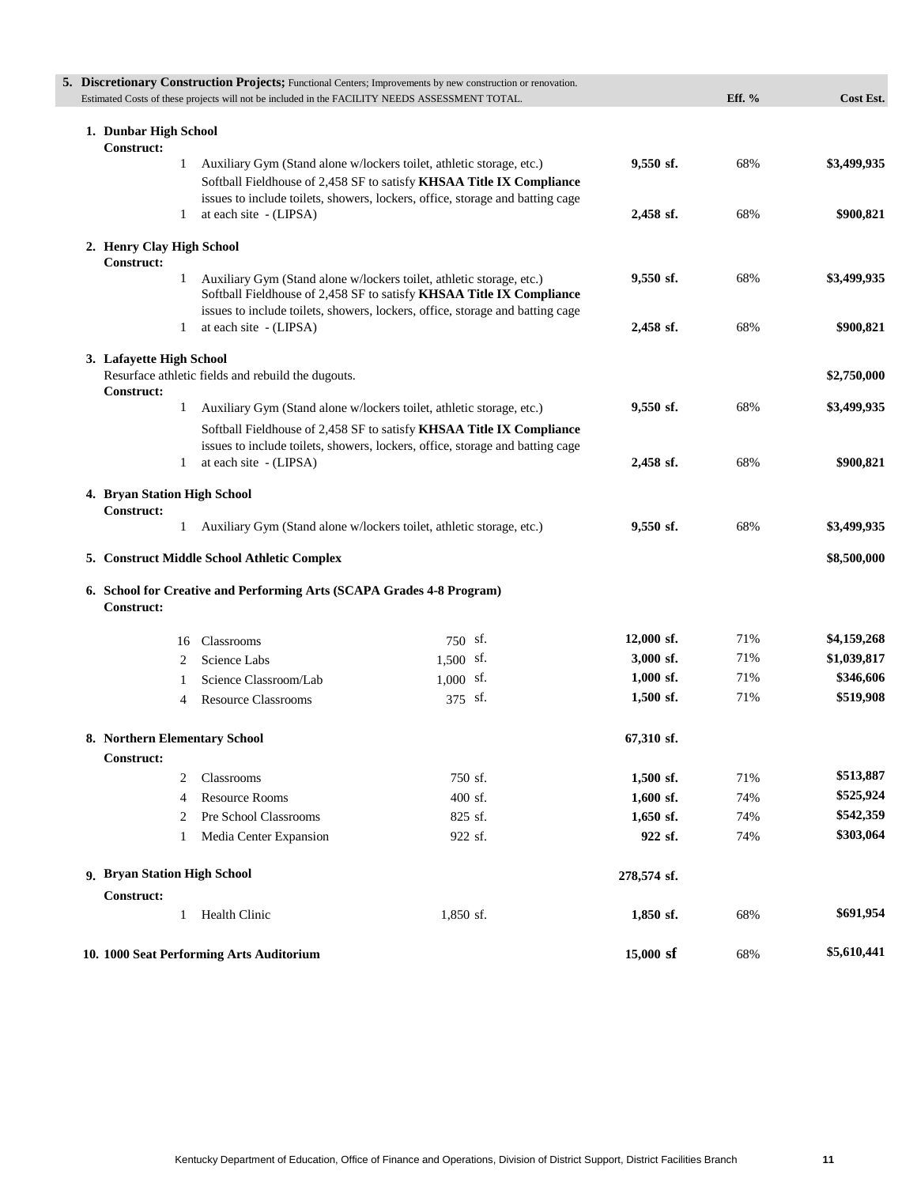| 5. **Discretionary Construction Projects;** Functional Centers; Improvements by new construction or renovation. Estimated Costs of these projects will not be included in the FACILITY NEEDS ASSESSMENT TOTAL. | | | | | **Eff. %** | **Cost Est.** |
|---|---|---|---|---|---|---|
| **1. Dunbar High School** | | | | | | |
| **Construct:** | | | | | | |
| | 1 | Auxiliary Gym (Stand alone w/lockers toilet, athletic storage, etc.) | | **9,550 sf.** | 68% | **$3,499,935** |
| | 1 | Softball Fieldhouse of 2,458 SF to satisfy **KHSAA Title IX Compliance** issues to include toilets, showers, lockers, office, storage and batting cage at each site - (LIPSA) | | **2,458 sf.** | 68% | **$900,821** |
| **2. Henry Clay High School** | | | | | | |
| **Construct:** | | | | | | |
| | 1 | Auxiliary Gym (Stand alone w/lockers toilet, athletic storage, etc.) | | **9,550 sf.** | 68% | **$3,499,935** |
| | 1 | Softball Fieldhouse of 2,458 SF to satisfy **KHSAA Title IX Compliance** issues to include toilets, showers, lockers, office, storage and batting cage at each site - (LIPSA) | | **2,458 sf.** | 68% | **$900,821** |
| **3. Lafayette High School** | | | | | | |
| Resurface athletic fields and rebuild the dugouts. | | | | | | **$2,750,000** |
| **Construct:** | | | | | | |
| | 1 | Auxiliary Gym (Stand alone w/lockers toilet, athletic storage, etc.) | | **9,550 sf.** | 68% | **$3,499,935** |
| | 1 | Softball Fieldhouse of 2,458 SF to satisfy **KHSAA Title IX Compliance** issues to include toilets, showers, lockers, office, storage and batting cage at each site - (LIPSA) | | **2,458 sf.** | 68% | **$900,821** |
| **4. Bryan Station High School** | | | | | | |
| **Construct:** | | | | | | |
| | 1 | Auxiliary Gym (Stand alone w/lockers toilet, athletic storage, etc.) | | **9,550 sf.** | 68% | **$3,499,935** |
| **5. Construct Middle School Athletic Complex** | | | | | | **$8,500,000** |
| **6. School for Creative and Performing Arts (SCAPA Grades 4-8 Program)** | | | | | | |
| **Construct:** | | | | | | |
| | 16 | Classrooms | 750 sf. | **12,000 sf.** | 71% | **$4,159,268** |
| | 2 | Science Labs | 1,500 sf. | **3,000 sf.** | 71% | **$1,039,817** |
| | 1 | Science Classroom/Lab | 1,000 sf. | **1,000 sf.** | 71% | **$346,606** |
| | 4 | Resource Classrooms | 375 sf. | **1,500 sf.** | 71% | **$519,908** |
| **8. Northern Elementary School** | | | | **67,310 sf.** | | |
| **Construct:** | | | | | | |
| | 2 | Classrooms | 750 sf. | **1,500 sf.** | 71% | **$513,887** |
| | 4 | Resource Rooms | 400 sf. | **1,600 sf.** | 74% | **$525,924** |
| | 2 | Pre School Classrooms | 825 sf. | **1,650 sf.** | 74% | **$542,359** |
| | 1 | Media Center Expansion | 922 sf. | **922 sf.** | 74% | **$303,064** |
| **9. Bryan Station High School** | | | | **278,574 sf.** | | |
| **Construct:** | | | | | | |
| | 1 | Health Clinic | 1,850 sf. | **1,850 sf.** | 68% | **$691,954** |
| **10. 1000 Seat Performing Arts Auditorium** | | | | **15,000 sf** | 68% | **$5,610,441** |

Kentucky Department of Education, Office of Finance and Operations, Division of District Support, District Facilities Branch